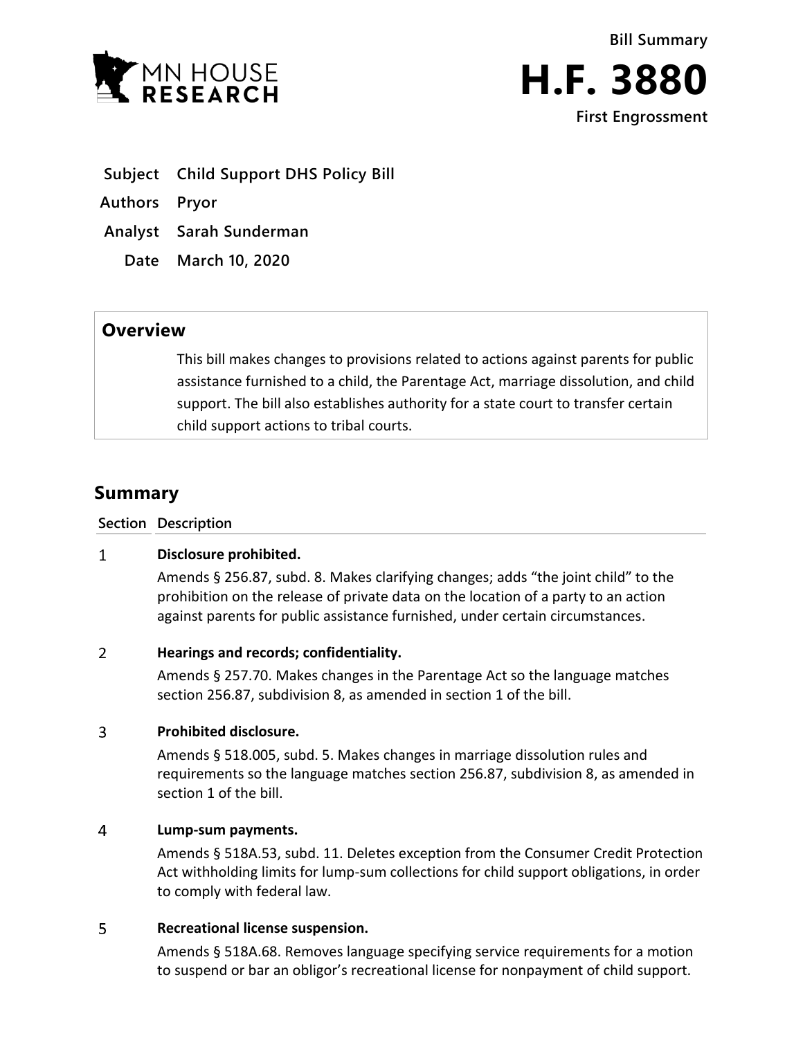MN HOUSE RESEARCH

**Bill Summary**

# H.F. 3880

**First Engrossment**

| | |
|---|---|
| **Subject** | **Child Support DHS Policy Bill** |
| **Authors** | **Pryor** |
| **Analyst** | **Sarah Sunderman** |
| **Date** | **March 10, 2020** |

## Overview

This bill makes changes to provisions related to actions against parents for public assistance furnished to a child, the Parentage Act, marriage dissolution, and child support. The bill also establishes authority for a state court to transfer certain child support actions to tribal courts.

## Summary

| Section | Description |
|---|---|
| 1 | **Disclosure prohibited.** Amends § 256.87, subd. 8. Makes clarifying changes; adds "the joint child" to the prohibition on the release of private data on the location of a party to an action against parents for public assistance furnished, under certain circumstances. |
| 2 | **Hearings and records; confidentiality.** Amends § 257.70. Makes changes in the Parentage Act so the language matches section 256.87, subdivision 8, as amended in section 1 of the bill. |
| 3 | **Prohibited disclosure.** Amends § 518.005, subd. 5. Makes changes in marriage dissolution rules and requirements so the language matches section 256.87, subdivision 8, as amended in section 1 of the bill. |
| 4 | **Lump-sum payments.** Amends § 518A.53, subd. 11. Deletes exception from the Consumer Credit Protection Act withholding limits for lump-sum collections for child support obligations, in order to comply with federal law. |
| 5 | **Recreational license suspension.** Amends § 518A.68. Removes language specifying service requirements for a motion to suspend or bar an obligor's recreational license for nonpayment of child support. |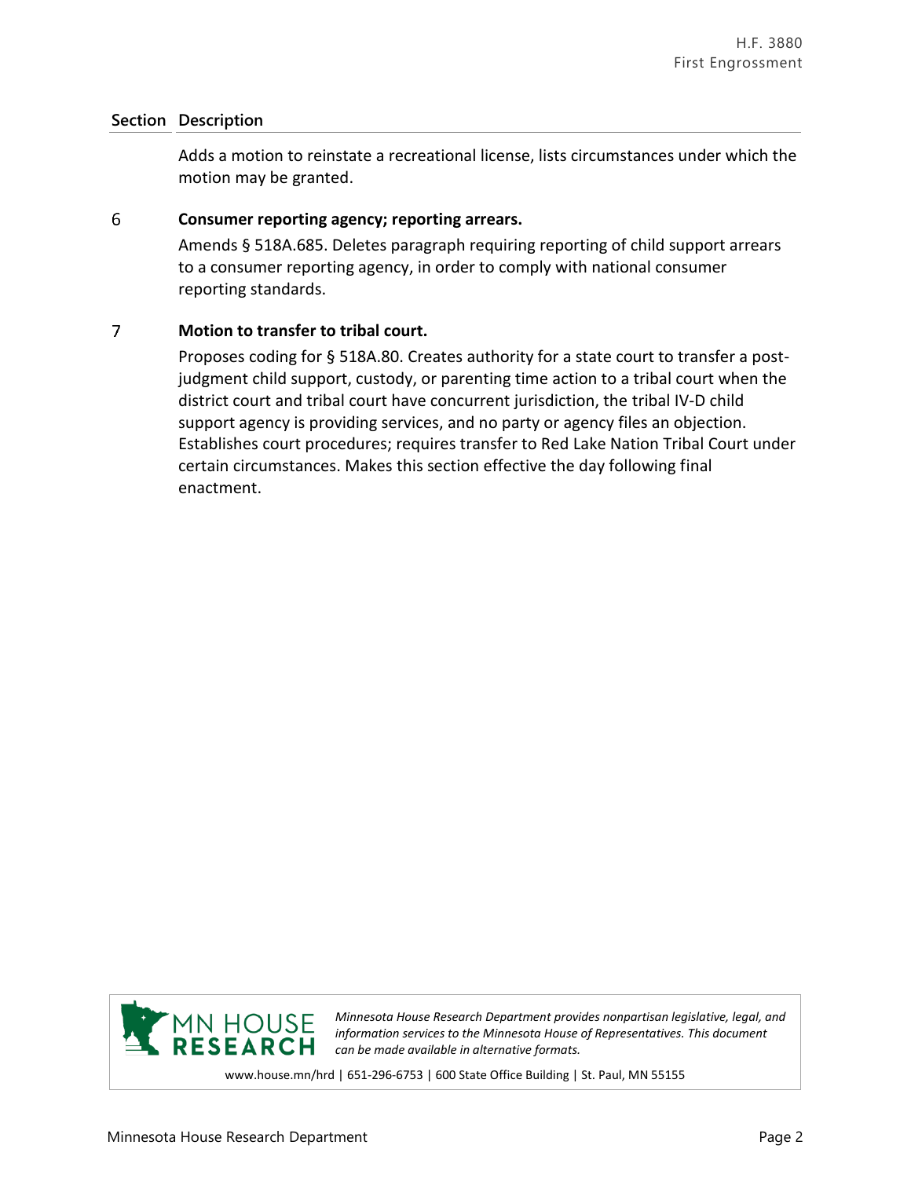| Section | Description |
|---|---|
| | Adds a motion to reinstate a recreational license, lists circumstances under which the motion may be granted. |
| 6 | **Consumer reporting agency; reporting arrears.** |
| | Amends § 518A.685. Deletes paragraph requiring reporting of child support arrears to a consumer reporting agency, in order to comply with national consumer reporting standards. |
| 7 | **Motion to transfer to tribal court.** |
| | Proposes coding for § 518A.80. Creates authority for a state court to transfer a post-judgment child support, custody, or parenting time action to a tribal court when the district court and tribal court have concurrent jurisdiction, the tribal IV-D child support agency is providing services, and no party or agency files an objection. Establishes court procedures; requires transfer to Red Lake Nation Tribal Court under certain circumstances. Makes this section effective the day following final enactment. |

MN HOUSE RESEARCH

*Minnesota House Research Department provides nonpartisan legislative, legal, and information services to the Minnesota House of Representatives. This document can be made available in alternative formats.*

www.house.mn/hrd | 651-296-6753 | 600 State Office Building | St. Paul, MN 55155